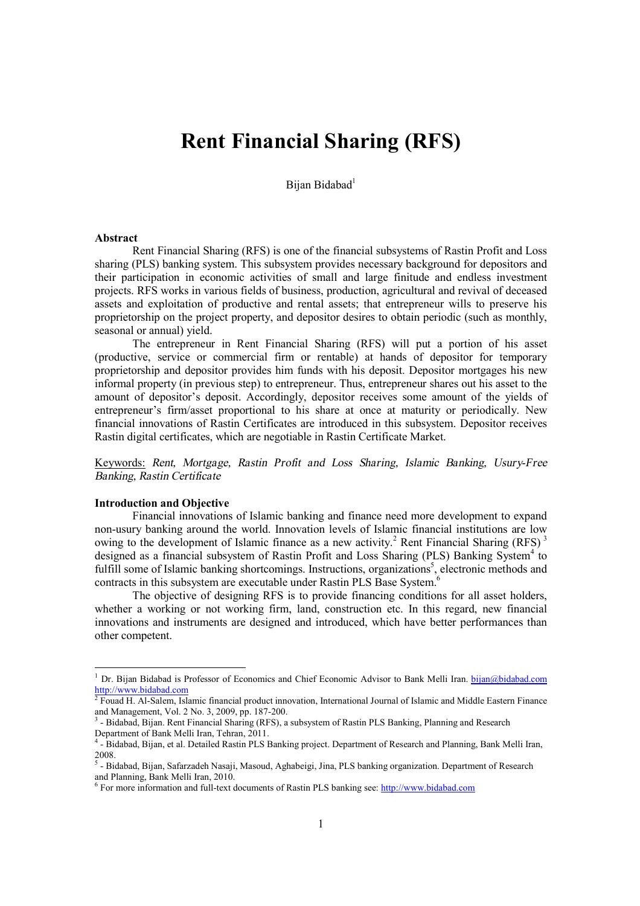# Rent Financial Sharing (RFS)

Bijan Bidabad[1]

**Abstract**

Rent Financial Sharing (RFS) is one of the financial subsystems of Rastin Profit and Loss sharing (PLS) banking system. This subsystem provides necessary background for depositors and their participation in economic activities of small and large finitude and endless investment projects. RFS works in various fields of business, production, agricultural and revival of deceased assets and exploitation of productive and rental assets; that entrepreneur wills to preserve his proprietorship on the project property, and depositor desires to obtain periodic (such as monthly, seasonal or annual) yield.

The entrepreneur in Rent Financial Sharing (RFS) will put a portion of his asset (productive, service or commercial firm or rentable) at hands of depositor for temporary proprietorship and depositor provides him funds with his deposit. Depositor mortgages his new informal property (in previous step) to entrepreneur. Thus, entrepreneur shares out his asset to the amount of depositor's deposit. Accordingly, depositor receives some amount of the yields of entrepreneur's firm/asset proportional to his share at once at maturity or periodically. New financial innovations of Rastin Certificates are introduced in this subsystem. Depositor receives Rastin digital certificates, which are negotiable in Rastin Certificate Market.

Keywords: *Rent, Mortgage, Rastin Profit and Loss Sharing, Islamic Banking, Usury-Free Banking, Rastin Certificate*

**Introduction and Objective**

Financial innovations of Islamic banking and finance need more development to expand non-usury banking around the world. Innovation levels of Islamic financial institutions are low owing to the development of Islamic finance as a new activity.[2] Rent Financial Sharing (RFS) [3] designed as a financial subsystem of Rastin Profit and Loss Sharing (PLS) Banking System[4] to fulfill some of Islamic banking shortcomings. Instructions, organizations[5], electronic methods and contracts in this subsystem are executable under Rastin PLS Base System.[6]

The objective of designing RFS is to provide financing conditions for all asset holders, whether a working or not working firm, land, construction etc. In this regard, new financial innovations and instruments are designed and introduced, which have better performances than other competent.

---

[1] Dr. Bijan Bidabad is Professor of Economics and Chief Economic Advisor to Bank Melli Iran. bijan@bidabad.com http://www.bidabad.com

[2] Fouad H. Al-Salem, Islamic financial product innovation, International Journal of Islamic and Middle Eastern Finance and Management, Vol. 2 No. 3, 2009, pp. 187-200.

[3] - Bidabad, Bijan. Rent Financial Sharing (RFS), a subsystem of Rastin PLS Banking, Planning and Research Department of Bank Melli Iran, Tehran, 2011.

[4] - Bidabad, Bijan, et al. Detailed Rastin PLS Banking project. Department of Research and Planning, Bank Melli Iran, 2008.

[5] - Bidabad, Bijan, Safarzadeh Nasaji, Masoud, Aghabeigi, Jina, PLS banking organization. Department of Research and Planning, Bank Melli Iran, 2010.

[6] For more information and full-text documents of Rastin PLS banking see: http://www.bidabad.com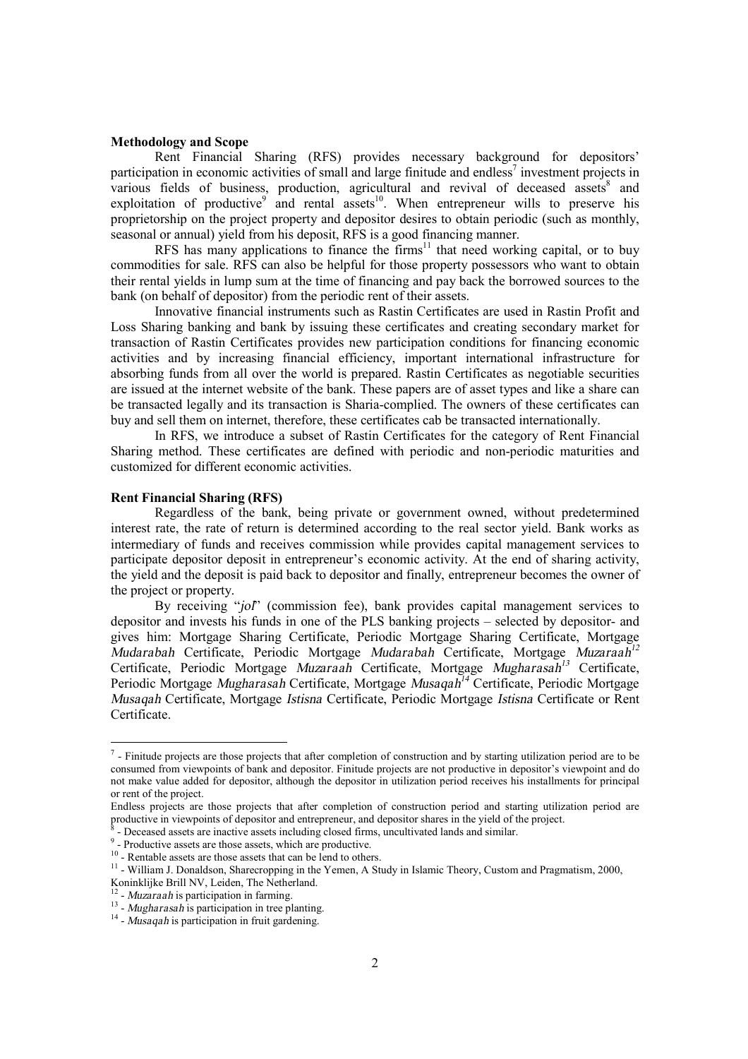**Methodology and Scope**

Rent Financial Sharing (RFS) provides necessary background for depositors' participation in economic activities of small and large finitude and endless[7] investment projects in various fields of business, production, agricultural and revival of deceased assets[8] and exploitation of productive[9] and rental assets[10]. When entrepreneur wills to preserve his proprietorship on the project property and depositor desires to obtain periodic (such as monthly, seasonal or annual) yield from his deposit, RFS is a good financing manner.

RFS has many applications to finance the firms[11] that need working capital, or to buy commodities for sale. RFS can also be helpful for those property possessors who want to obtain their rental yields in lump sum at the time of financing and pay back the borrowed sources to the bank (on behalf of depositor) from the periodic rent of their assets.

Innovative financial instruments such as Rastin Certificates are used in Rastin Profit and Loss Sharing banking and bank by issuing these certificates and creating secondary market for transaction of Rastin Certificates provides new participation conditions for financing economic activities and by increasing financial efficiency, important international infrastructure for absorbing funds from all over the world is prepared. Rastin Certificates as negotiable securities are issued at the internet website of the bank. These papers are of asset types and like a share can be transacted legally and its transaction is Sharia-complied. The owners of these certificates can buy and sell them on internet, therefore, these certificates cab be transacted internationally.

In RFS, we introduce a subset of Rastin Certificates for the category of Rent Financial Sharing method. These certificates are defined with periodic and non-periodic maturities and customized for different economic activities.

**Rent Financial Sharing (RFS)**

Regardless of the bank, being private or government owned, without predetermined interest rate, the rate of return is determined according to the real sector yield. Bank works as intermediary of funds and receives commission while provides capital management services to participate depositor deposit in entrepreneur's economic activity. At the end of sharing activity, the yield and the deposit is paid back to depositor and finally, entrepreneur becomes the owner of the project or property.

By receiving "*jol*" (commission fee), bank provides capital management services to depositor and invests his funds in one of the PLS banking projects – selected by depositor- and gives him: Mortgage Sharing Certificate, Periodic Mortgage Sharing Certificate, Mortgage *Mudarabah* Certificate, Periodic Mortgage *Mudarabah* Certificate, Mortgage *Muzaraah*[12] Certificate, Periodic Mortgage *Muzaraah* Certificate, Mortgage *Mugharasah*[13] Certificate, Periodic Mortgage *Mugharasah* Certificate, Mortgage *Musaqah*[14] Certificate, Periodic Mortgage *Musaqah* Certificate, Mortgage *Istisna* Certificate, Periodic Mortgage *Istisna* Certificate or Rent Certificate.

---

[7] - Finitude projects are those projects that after completion of construction and by starting utilization period are to be consumed from viewpoints of bank and depositor. Finitude projects are not productive in depositor's viewpoint and do not make value added for depositor, although the depositor in utilization period receives his installments for principal or rent of the project.

Endless projects are those projects that after completion of construction period and starting utilization period are productive in viewpoints of depositor and entrepreneur, and depositor shares in the yield of the project.

[8] - Deceased assets are inactive assets including closed firms, uncultivated lands and similar.

[9] - Productive assets are those assets, which are productive.

[10] - Rentable assets are those assets that can be lend to others.

[11] - William J. Donaldson, Sharecropping in the Yemen, A Study in Islamic Theory, Custom and Pragmatism, 2000, Koninklijke Brill NV, Leiden, The Netherland.

[12] - *Muzaraah* is participation in farming.

[13] - *Mugharasah* is participation in tree planting.

[14] - *Musaqah* is participation in fruit gardening.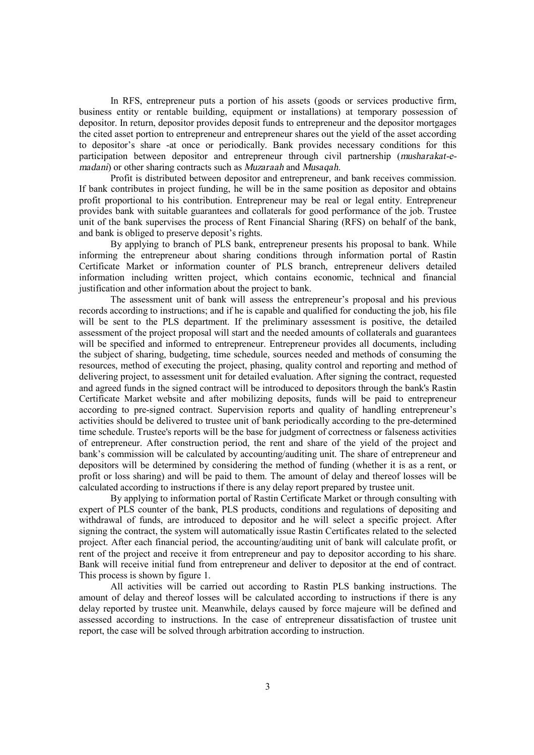In RFS, entrepreneur puts a portion of his assets (goods or services productive firm, business entity or rentable building, equipment or installations) at temporary possession of depositor. In return, depositor provides deposit funds to entrepreneur and the depositor mortgages the cited asset portion to entrepreneur and entrepreneur shares out the yield of the asset according to depositor's share -at once or periodically. Bank provides necessary conditions for this participation between depositor and entrepreneur through civil partnership (*musharakat-e-madani*) or other sharing contracts such as *Muzaraah* and *Musaqah*.

Profit is distributed between depositor and entrepreneur, and bank receives commission. If bank contributes in project funding, he will be in the same position as depositor and obtains profit proportional to his contribution. Entrepreneur may be real or legal entity. Entrepreneur provides bank with suitable guarantees and collaterals for good performance of the job. Trustee unit of the bank supervises the process of Rent Financial Sharing (RFS) on behalf of the bank, and bank is obliged to preserve deposit's rights.

By applying to branch of PLS bank, entrepreneur presents his proposal to bank. While informing the entrepreneur about sharing conditions through information portal of Rastin Certificate Market or information counter of PLS branch, entrepreneur delivers detailed information including written project, which contains economic, technical and financial justification and other information about the project to bank.

The assessment unit of bank will assess the entrepreneur's proposal and his previous records according to instructions; and if he is capable and qualified for conducting the job, his file will be sent to the PLS department. If the preliminary assessment is positive, the detailed assessment of the project proposal will start and the needed amounts of collaterals and guarantees will be specified and informed to entrepreneur. Entrepreneur provides all documents, including the subject of sharing, budgeting, time schedule, sources needed and methods of consuming the resources, method of executing the project, phasing, quality control and reporting and method of delivering project, to assessment unit for detailed evaluation. After signing the contract, requested and agreed funds in the signed contract will be introduced to depositors through the bank's Rastin Certificate Market website and after mobilizing deposits, funds will be paid to entrepreneur according to pre-signed contract. Supervision reports and quality of handling entrepreneur's activities should be delivered to trustee unit of bank periodically according to the pre-determined time schedule. Trustee's reports will be the base for judgment of correctness or falseness activities of entrepreneur. After construction period, the rent and share of the yield of the project and bank's commission will be calculated by accounting/auditing unit. The share of entrepreneur and depositors will be determined by considering the method of funding (whether it is as a rent, or profit or loss sharing) and will be paid to them. The amount of delay and thereof losses will be calculated according to instructions if there is any delay report prepared by trustee unit.

By applying to information portal of Rastin Certificate Market or through consulting with expert of PLS counter of the bank, PLS products, conditions and regulations of depositing and withdrawal of funds, are introduced to depositor and he will select a specific project. After signing the contract, the system will automatically issue Rastin Certificates related to the selected project. After each financial period, the accounting/auditing unit of bank will calculate profit, or rent of the project and receive it from entrepreneur and pay to depositor according to his share. Bank will receive initial fund from entrepreneur and deliver to depositor at the end of contract. This process is shown by figure 1.

All activities will be carried out according to Rastin PLS banking instructions. The amount of delay and thereof losses will be calculated according to instructions if there is any delay reported by trustee unit. Meanwhile, delays caused by force majeure will be defined and assessed according to instructions. In the case of entrepreneur dissatisfaction of trustee unit report, the case will be solved through arbitration according to instruction.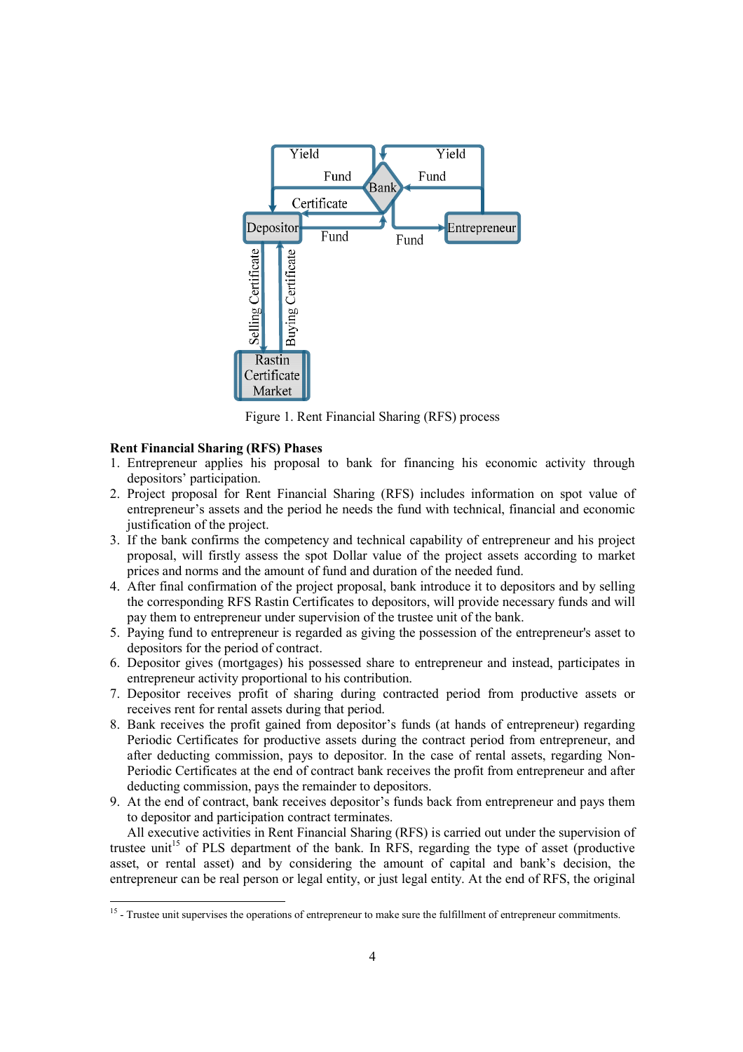Figure 1. Rent Financial Sharing (RFS) process

**Rent Financial Sharing (RFS) Phases**

1. Entrepreneur applies his proposal to bank for financing his economic activity through depositors' participation.
2. Project proposal for Rent Financial Sharing (RFS) includes information on spot value of entrepreneur's assets and the period he needs the fund with technical, financial and economic justification of the project.
3. If the bank confirms the competency and technical capability of entrepreneur and his project proposal, will firstly assess the spot Dollar value of the project assets according to market prices and norms and the amount of fund and duration of the needed fund.
4. After final confirmation of the project proposal, bank introduce it to depositors and by selling the corresponding RFS Rastin Certificates to depositors, will provide necessary funds and will pay them to entrepreneur under supervision of the trustee unit of the bank.
5. Paying fund to entrepreneur is regarded as giving the possession of the entrepreneur's asset to depositors for the period of contract.
6. Depositor gives (mortgages) his possessed share to entrepreneur and instead, participates in entrepreneur activity proportional to his contribution.
7. Depositor receives profit of sharing during contracted period from productive assets or receives rent for rental assets during that period.
8. Bank receives the profit gained from depositor's funds (at hands of entrepreneur) regarding Periodic Certificates for productive assets during the contract period from entrepreneur, and after deducting commission, pays to depositor. In the case of rental assets, regarding Non-Periodic Certificates at the end of contract bank receives the profit from entrepreneur and after deducting commission, pays the remainder to depositors.
9. At the end of contract, bank receives depositor's funds back from entrepreneur and pays them to depositor and participation contract terminates.

All executive activities in Rent Financial Sharing (RFS) is carried out under the supervision of trustee unit[15] of PLS department of the bank. In RFS, regarding the type of asset (productive asset, or rental asset) and by considering the amount of capital and bank's decision, the entrepreneur can be real person or legal entity, or just legal entity. At the end of RFS, the original

[15] - Trustee unit supervises the operations of entrepreneur to make sure the fulfillment of entrepreneur commitments.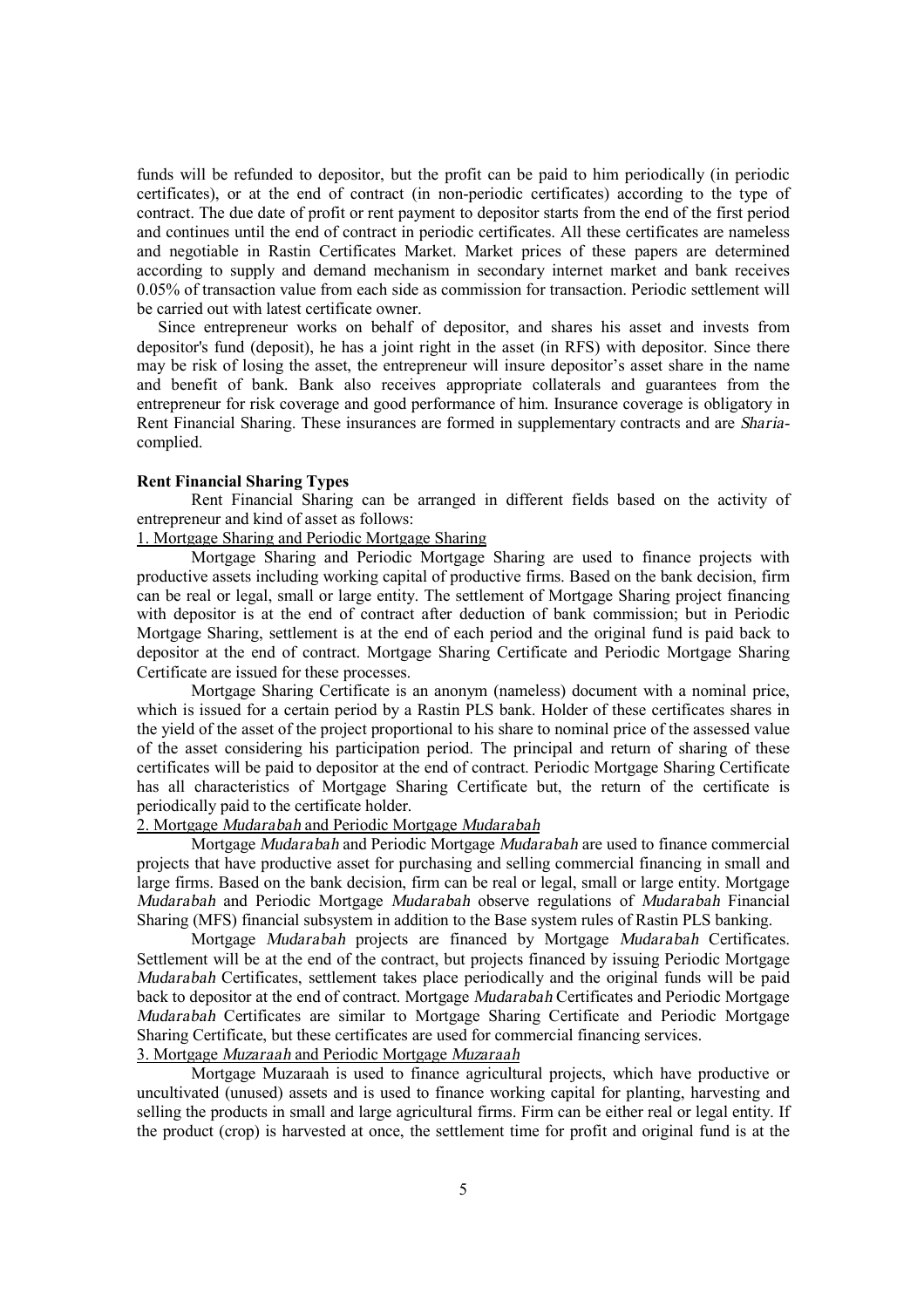funds will be refunded to depositor, but the profit can be paid to him periodically (in periodic certificates), or at the end of contract (in non-periodic certificates) according to the type of contract. The due date of profit or rent payment to depositor starts from the end of the first period and continues until the end of contract in periodic certificates. All these certificates are nameless and negotiable in Rastin Certificates Market. Market prices of these papers are determined according to supply and demand mechanism in secondary internet market and bank receives 0.05% of transaction value from each side as commission for transaction. Periodic settlement will be carried out with latest certificate owner.

Since entrepreneur works on behalf of depositor, and shares his asset and invests from depositor's fund (deposit), he has a joint right in the asset (in RFS) with depositor. Since there may be risk of losing the asset, the entrepreneur will insure depositor's asset share in the name and benefit of bank. Bank also receives appropriate collaterals and guarantees from the entrepreneur for risk coverage and good performance of him. Insurance coverage is obligatory in Rent Financial Sharing. These insurances are formed in supplementary contracts and are *Sharia*-complied.

**Rent Financial Sharing Types**

Rent Financial Sharing can be arranged in different fields based on the activity of entrepreneur and kind of asset as follows:

1. Mortgage Sharing and Periodic Mortgage Sharing

Mortgage Sharing and Periodic Mortgage Sharing are used to finance projects with productive assets including working capital of productive firms. Based on the bank decision, firm can be real or legal, small or large entity. The settlement of Mortgage Sharing project financing with depositor is at the end of contract after deduction of bank commission; but in Periodic Mortgage Sharing, settlement is at the end of each period and the original fund is paid back to depositor at the end of contract. Mortgage Sharing Certificate and Periodic Mortgage Sharing Certificate are issued for these processes.

Mortgage Sharing Certificate is an anonym (nameless) document with a nominal price, which is issued for a certain period by a Rastin PLS bank. Holder of these certificates shares in the yield of the asset of the project proportional to his share to nominal price of the assessed value of the asset considering his participation period. The principal and return of sharing of these certificates will be paid to depositor at the end of contract. Periodic Mortgage Sharing Certificate has all characteristics of Mortgage Sharing Certificate but, the return of the certificate is periodically paid to the certificate holder.

2. Mortgage *Mudarabah* and Periodic Mortgage *Mudarabah*

Mortgage *Mudarabah* and Periodic Mortgage *Mudarabah* are used to finance commercial projects that have productive asset for purchasing and selling commercial financing in small and large firms. Based on the bank decision, firm can be real or legal, small or large entity. Mortgage *Mudarabah* and Periodic Mortgage *Mudarabah* observe regulations of *Mudarabah* Financial Sharing (MFS) financial subsystem in addition to the Base system rules of Rastin PLS banking.

Mortgage *Mudarabah* projects are financed by Mortgage *Mudarabah* Certificates. Settlement will be at the end of the contract, but projects financed by issuing Periodic Mortgage *Mudarabah* Certificates, settlement takes place periodically and the original funds will be paid back to depositor at the end of contract. Mortgage *Mudarabah* Certificates and Periodic Mortgage *Mudarabah* Certificates are similar to Mortgage Sharing Certificate and Periodic Mortgage Sharing Certificate, but these certificates are used for commercial financing services.

3. Mortgage *Muzaraah* and Periodic Mortgage *Muzaraah*

Mortgage Muzaraah is used to finance agricultural projects, which have productive or uncultivated (unused) assets and is used to finance working capital for planting, harvesting and selling the products in small and large agricultural firms. Firm can be either real or legal entity. If the product (crop) is harvested at once, the settlement time for profit and original fund is at the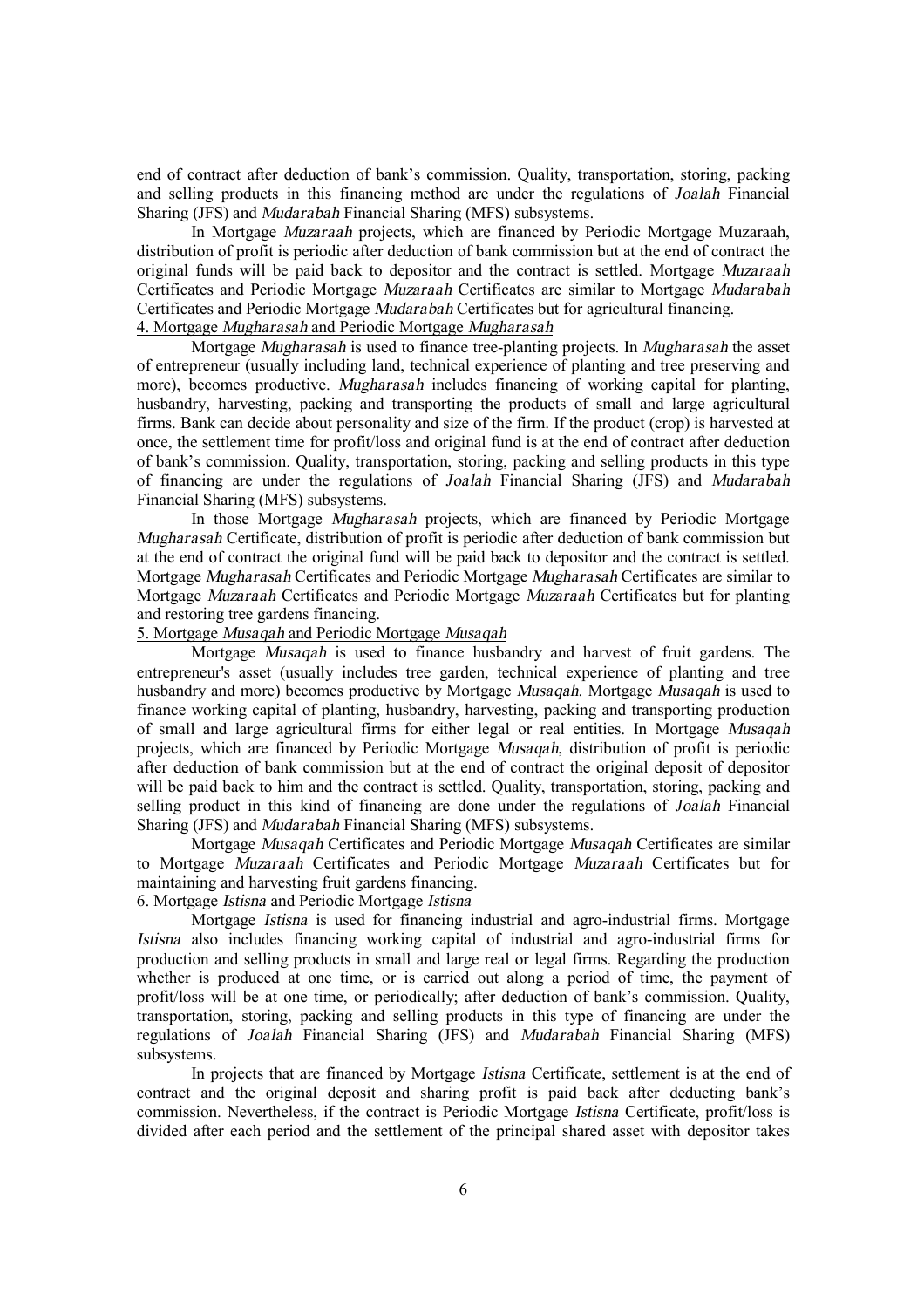end of contract after deduction of bank's commission. Quality, transportation, storing, packing and selling products in this financing method are under the regulations of *Joalah* Financial Sharing (JFS) and *Mudarabah* Financial Sharing (MFS) subsystems.

In Mortgage *Muzaraah* projects, which are financed by Periodic Mortgage Muzaraah, distribution of profit is periodic after deduction of bank commission but at the end of contract the original funds will be paid back to depositor and the contract is settled. Mortgage *Muzaraah* Certificates and Periodic Mortgage *Muzaraah* Certificates are similar to Mortgage *Mudarabah* Certificates and Periodic Mortgage *Mudarabah* Certificates but for agricultural financing.

### 4. Mortgage *Mugharasah* and Periodic Mortgage *Mugharasah*

Mortgage *Mugharasah* is used to finance tree-planting projects. In *Mugharasah* the asset of entrepreneur (usually including land, technical experience of planting and tree preserving and more), becomes productive. *Mugharasah* includes financing of working capital for planting, husbandry, harvesting, packing and transporting the products of small and large agricultural firms. Bank can decide about personality and size of the firm. If the product (crop) is harvested at once, the settlement time for profit/loss and original fund is at the end of contract after deduction of bank's commission. Quality, transportation, storing, packing and selling products in this type of financing are under the regulations of *Joalah* Financial Sharing (JFS) and *Mudarabah* Financial Sharing (MFS) subsystems.

In those Mortgage *Mugharasah* projects, which are financed by Periodic Mortgage *Mugharasah* Certificate, distribution of profit is periodic after deduction of bank commission but at the end of contract the original fund will be paid back to depositor and the contract is settled. Mortgage *Mugharasah* Certificates and Periodic Mortgage *Mugharasah* Certificates are similar to Mortgage *Muzaraah* Certificates and Periodic Mortgage *Muzaraah* Certificates but for planting and restoring tree gardens financing.

### 5. Mortgage *Musaqah* and Periodic Mortgage *Musaqah*

Mortgage *Musaqah* is used to finance husbandry and harvest of fruit gardens. The entrepreneur's asset (usually includes tree garden, technical experience of planting and tree husbandry and more) becomes productive by Mortgage *Musaqah*. Mortgage *Musaqah* is used to finance working capital of planting, husbandry, harvesting, packing and transporting production of small and large agricultural firms for either legal or real entities. In Mortgage *Musaqah* projects, which are financed by Periodic Mortgage *Musaqah*, distribution of profit is periodic after deduction of bank commission but at the end of contract the original deposit of depositor will be paid back to him and the contract is settled. Quality, transportation, storing, packing and selling product in this kind of financing are done under the regulations of *Joalah* Financial Sharing (JFS) and *Mudarabah* Financial Sharing (MFS) subsystems.

Mortgage *Musaqah* Certificates and Periodic Mortgage *Musaqah* Certificates are similar to Mortgage *Muzaraah* Certificates and Periodic Mortgage *Muzaraah* Certificates but for maintaining and harvesting fruit gardens financing.

### 6. Mortgage *Istisna* and Periodic Mortgage *Istisna*

Mortgage *Istisna* is used for financing industrial and agro-industrial firms. Mortgage *Istisna* also includes financing working capital of industrial and agro-industrial firms for production and selling products in small and large real or legal firms. Regarding the production whether is produced at one time, or is carried out along a period of time, the payment of profit/loss will be at one time, or periodically; after deduction of bank's commission. Quality, transportation, storing, packing and selling products in this type of financing are under the regulations of *Joalah* Financial Sharing (JFS) and *Mudarabah* Financial Sharing (MFS) subsystems.

In projects that are financed by Mortgage *Istisna* Certificate, settlement is at the end of contract and the original deposit and sharing profit is paid back after deducting bank's commission. Nevertheless, if the contract is Periodic Mortgage *Istisna* Certificate, profit/loss is divided after each period and the settlement of the principal shared asset with depositor takes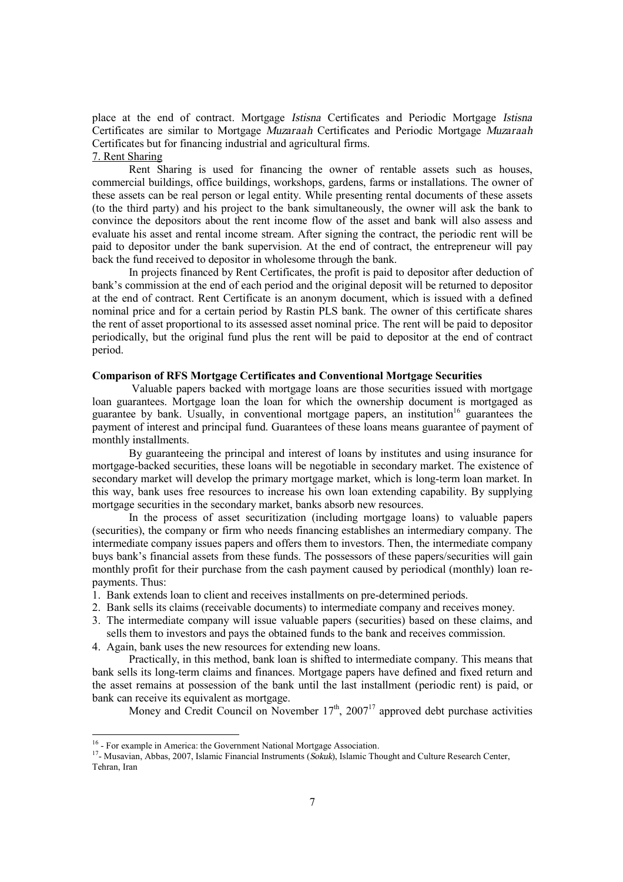place at the end of contract. Mortgage *Istisna* Certificates and Periodic Mortgage *Istisna* Certificates are similar to Mortgage *Muzaraah* Certificates and Periodic Mortgage *Muzaraah* Certificates but for financing industrial and agricultural firms.

7. Rent Sharing

Rent Sharing is used for financing the owner of rentable assets such as houses, commercial buildings, office buildings, workshops, gardens, farms or installations. The owner of these assets can be real person or legal entity. While presenting rental documents of these assets (to the third party) and his project to the bank simultaneously, the owner will ask the bank to convince the depositors about the rent income flow of the asset and bank will also assess and evaluate his asset and rental income stream. After signing the contract, the periodic rent will be paid to depositor under the bank supervision. At the end of contract, the entrepreneur will pay back the fund received to depositor in wholesome through the bank.

In projects financed by Rent Certificates, the profit is paid to depositor after deduction of bank's commission at the end of each period and the original deposit will be returned to depositor at the end of contract. Rent Certificate is an anonym document, which is issued with a defined nominal price and for a certain period by Rastin PLS bank. The owner of this certificate shares the rent of asset proportional to its assessed asset nominal price. The rent will be paid to depositor periodically, but the original fund plus the rent will be paid to depositor at the end of contract period.

**Comparison of RFS Mortgage Certificates and Conventional Mortgage Securities**

Valuable papers backed with mortgage loans are those securities issued with mortgage loan guarantees. Mortgage loan the loan for which the ownership document is mortgaged as guarantee by bank. Usually, in conventional mortgage papers, an institution[16] guarantees the payment of interest and principal fund. Guarantees of these loans means guarantee of payment of monthly installments.

By guaranteeing the principal and interest of loans by institutes and using insurance for mortgage-backed securities, these loans will be negotiable in secondary market. The existence of secondary market will develop the primary mortgage market, which is long-term loan market. In this way, bank uses free resources to increase his own loan extending capability. By supplying mortgage securities in the secondary market, banks absorb new resources.

In the process of asset securitization (including mortgage loans) to valuable papers (securities), the company or firm who needs financing establishes an intermediary company. The intermediate company issues papers and offers them to investors. Then, the intermediate company buys bank's financial assets from these funds. The possessors of these papers/securities will gain monthly profit for their purchase from the cash payment caused by periodical (monthly) loan re-payments. Thus:

1. Bank extends loan to client and receives installments on pre-determined periods.
2. Bank sells its claims (receivable documents) to intermediate company and receives money.
3. The intermediate company will issue valuable papers (securities) based on these claims, and sells them to investors and pays the obtained funds to the bank and receives commission.
4. Again, bank uses the new resources for extending new loans.

Practically, in this method, bank loan is shifted to intermediate company. This means that bank sells its long-term claims and finances. Mortgage papers have defined and fixed return and the asset remains at possession of the bank until the last installment (periodic rent) is paid, or bank can receive its equivalent as mortgage.

Money and Credit Council on November 17th, 2007[17] approved debt purchase activities

[16] - For example in America: the Government National Mortgage Association.

[17] - Musavian, Abbas, 2007, Islamic Financial Instruments (*Sokuk*), Islamic Thought and Culture Research Center, Tehran, Iran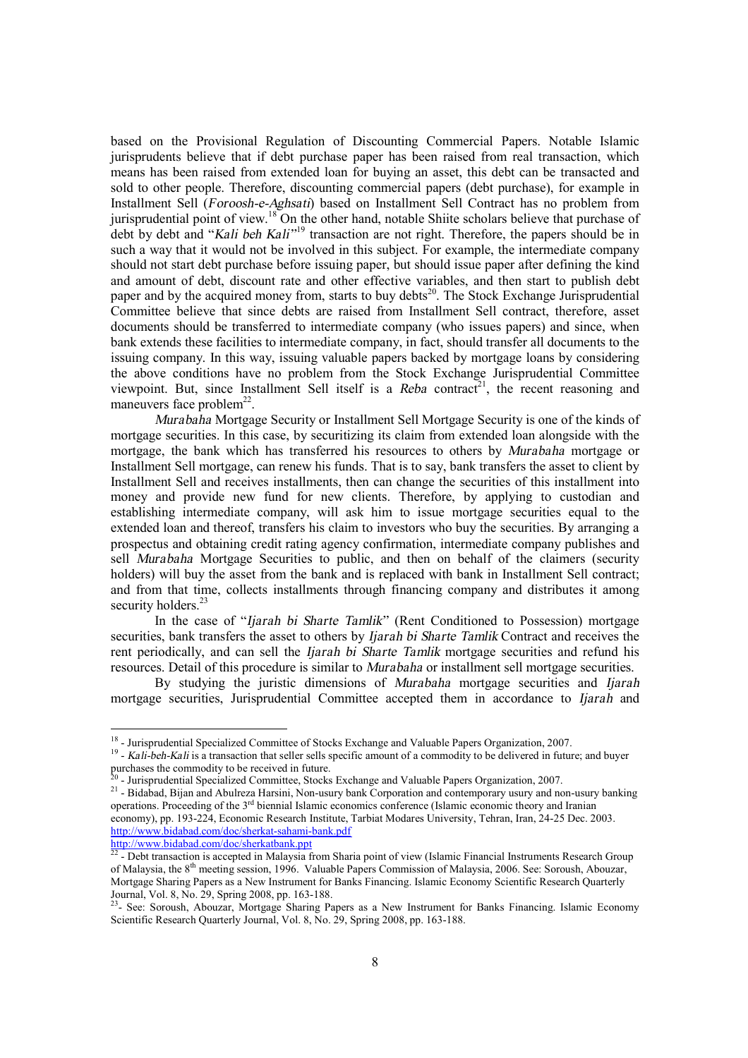based on the Provisional Regulation of Discounting Commercial Papers. Notable Islamic jurisprudents believe that if debt purchase paper has been raised from real transaction, which means has been raised from extended loan for buying an asset, this debt can be transacted and sold to other people. Therefore, discounting commercial papers (debt purchase), for example in Installment Sell (*Foroosh-e-Aghsati*) based on Installment Sell Contract has no problem from jurisprudential point of view.[18] On the other hand, notable Shiite scholars believe that purchase of debt by debt and "*Kali beh Kali*"[19] transaction are not right. Therefore, the papers should be in such a way that it would not be involved in this subject. For example, the intermediate company should not start debt purchase before issuing paper, but should issue paper after defining the kind and amount of debt, discount rate and other effective variables, and then start to publish debt paper and by the acquired money from, starts to buy debts[20]. The Stock Exchange Jurisprudential Committee believe that since debts are raised from Installment Sell contract, therefore, asset documents should be transferred to intermediate company (who issues papers) and since, when bank extends these facilities to intermediate company, in fact, should transfer all documents to the issuing company. In this way, issuing valuable papers backed by mortgage loans by considering the above conditions have no problem from the Stock Exchange Jurisprudential Committee viewpoint. But, since Installment Sell itself is a *Reba* contract[21], the recent reasoning and maneuvers face problem[22].

*Murabaha* Mortgage Security or Installment Sell Mortgage Security is one of the kinds of mortgage securities. In this case, by securitizing its claim from extended loan alongside with the mortgage, the bank which has transferred his resources to others by *Murabaha* mortgage or Installment Sell mortgage, can renew his funds. That is to say, bank transfers the asset to client by Installment Sell and receives installments, then can change the securities of this installment into money and provide new fund for new clients. Therefore, by applying to custodian and establishing intermediate company, will ask him to issue mortgage securities equal to the extended loan and thereof, transfers his claim to investors who buy the securities. By arranging a prospectus and obtaining credit rating agency confirmation, intermediate company publishes and sell *Murabaha* Mortgage Securities to public, and then on behalf of the claimers (security holders) will buy the asset from the bank and is replaced with bank in Installment Sell contract; and from that time, collects installments through financing company and distributes it among security holders.[23]

In the case of "*Ijarah bi Sharte Tamlik*" (Rent Conditioned to Possession) mortgage securities, bank transfers the asset to others by *Ijarah bi Sharte Tamlik* Contract and receives the rent periodically, and can sell the *Ijarah bi Sharte Tamlik* mortgage securities and refund his resources. Detail of this procedure is similar to *Murabaha* or installment sell mortgage securities.

By studying the juristic dimensions of *Murabaha* mortgage securities and *Ijarah* mortgage securities, Jurisprudential Committee accepted them in accordance to *Ijarah* and

---

[18] - Jurisprudential Specialized Committee of Stocks Exchange and Valuable Papers Organization, 2007.

[19] - *Kali-beh-Kali* is a transaction that seller sells specific amount of a commodity to be delivered in future; and buyer purchases the commodity to be received in future.

[20] - Jurisprudential Specialized Committee, Stocks Exchange and Valuable Papers Organization, 2007.

[21] - Bidabad, Bijan and Abulreza Harsini, Non-usury bank Corporation and contemporary usury and non-usury banking operations. Proceeding of the 3rd biennial Islamic economics conference (Islamic economic theory and Iranian economy), pp. 193-224, Economic Research Institute, Tarbiat Modares University, Tehran, Iran, 24-25 Dec. 2003. http://www.bidabad.com/doc/sherkat-sahami-bank.pdf http://www.bidabad.com/doc/sherkatbank.ppt

[22] - Debt transaction is accepted in Malaysia from Sharia point of view (Islamic Financial Instruments Research Group of Malaysia, the 8th meeting session, 1996. Valuable Papers Commission of Malaysia, 2006. See: Soroush, Abouzar, Mortgage Sharing Papers as a New Instrument for Banks Financing. Islamic Economy Scientific Research Quarterly Journal, Vol. 8, No. 29, Spring 2008, pp. 163-188.

[23]- See: Soroush, Abouzar, Mortgage Sharing Papers as a New Instrument for Banks Financing. Islamic Economy Scientific Research Quarterly Journal, Vol. 8, No. 29, Spring 2008, pp. 163-188.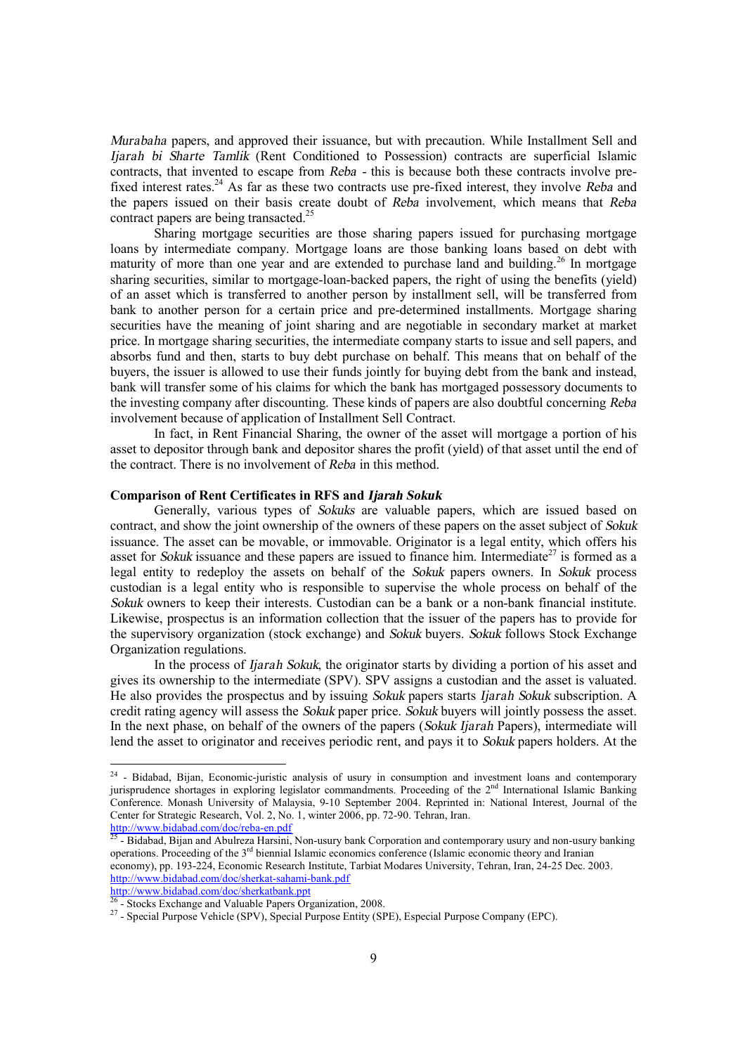*Murabaha* papers, and approved their issuance, but with precaution. While Installment Sell and *Ijarah bi Sharte Tamlik* (Rent Conditioned to Possession) contracts are superficial Islamic contracts, that invented to escape from *Reba* - this is because both these contracts involve pre-fixed interest rates.[24] As far as these two contracts use pre-fixed interest, they involve *Reba* and the papers issued on their basis create doubt of *Reba* involvement, which means that *Reba* contract papers are being transacted.[25]

Sharing mortgage securities are those sharing papers issued for purchasing mortgage loans by intermediate company. Mortgage loans are those banking loans based on debt with maturity of more than one year and are extended to purchase land and building.[26] In mortgage sharing securities, similar to mortgage-loan-backed papers, the right of using the benefits (yield) of an asset which is transferred to another person by installment sell, will be transferred from bank to another person for a certain price and pre-determined installments. Mortgage sharing securities have the meaning of joint sharing and are negotiable in secondary market at market price. In mortgage sharing securities, the intermediate company starts to issue and sell papers, and absorbs fund and then, starts to buy debt purchase on behalf. This means that on behalf of the buyers, the issuer is allowed to use their funds jointly for buying debt from the bank and instead, bank will transfer some of his claims for which the bank has mortgaged possessory documents to the investing company after discounting. These kinds of papers are also doubtful concerning *Reba* involvement because of application of Installment Sell Contract.

In fact, in Rent Financial Sharing, the owner of the asset will mortgage a portion of his asset to depositor through bank and depositor shares the profit (yield) of that asset until the end of the contract. There is no involvement of *Reba* in this method.

**Comparison of Rent Certificates in RFS and *Ijarah Sokuk***

Generally, various types of *Sokuks* are valuable papers, which are issued based on contract, and show the joint ownership of the owners of these papers on the asset subject of *Sokuk* issuance. The asset can be movable, or immovable. Originator is a legal entity, which offers his asset for *Sokuk* issuance and these papers are issued to finance him. Intermediate[27] is formed as a legal entity to redeploy the assets on behalf of the *Sokuk* papers owners. In *Sokuk* process custodian is a legal entity who is responsible to supervise the whole process on behalf of the *Sokuk* owners to keep their interests. Custodian can be a bank or a non-bank financial institute. Likewise, prospectus is an information collection that the issuer of the papers has to provide for the supervisory organization (stock exchange) and *Sokuk* buyers. *Sokuk* follows Stock Exchange Organization regulations.

In the process of *Ijarah Sokuk*, the originator starts by dividing a portion of his asset and gives its ownership to the intermediate (SPV). SPV assigns a custodian and the asset is valuated. He also provides the prospectus and by issuing *Sokuk* papers starts *Ijarah Sokuk* subscription. A credit rating agency will assess the *Sokuk* paper price. *Sokuk* buyers will jointly possess the asset. In the next phase, on behalf of the owners of the papers (*Sokuk Ijarah* Papers), intermediate will lend the asset to originator and receives periodic rent, and pays it to *Sokuk* papers holders. At the

---

[24] - Bidabad, Bijan, Economic-juristic analysis of usury in consumption and investment loans and contemporary jurisprudence shortages in exploring legislator commandments. Proceeding of the 2nd International Islamic Banking Conference. Monash University of Malaysia, 9-10 September 2004. Reprinted in: National Interest, Journal of the Center for Strategic Research, Vol. 2, No. 1, winter 2006, pp. 72-90. Tehran, Iran. http://www.bidabad.com/doc/reba-en.pdf

[25] - Bidabad, Bijan and Abulreza Harsini, Non-usury bank Corporation and contemporary usury and non-usury banking operations. Proceeding of the 3rd biennial Islamic economics conference (Islamic economic theory and Iranian economy), pp. 193-224, Economic Research Institute, Tarbiat Modares University, Tehran, Iran, 24-25 Dec. 2003. http://www.bidabad.com/doc/sherkat-sahami-bank.pdf http://www.bidabad.com/doc/sherkatbank.ppt

[26] - Stocks Exchange and Valuable Papers Organization, 2008.

[27] - Special Purpose Vehicle (SPV), Special Purpose Entity (SPE), Especial Purpose Company (EPC).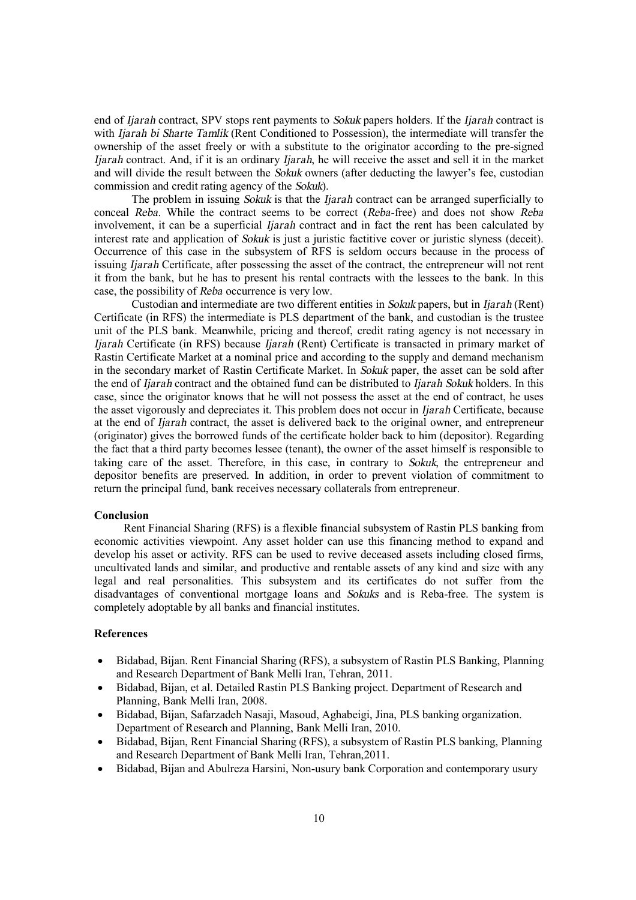end of *Ijarah* contract, SPV stops rent payments to *Sokuk* papers holders. If the *Ijarah* contract is with *Ijarah bi Sharte Tamlik* (Rent Conditioned to Possession), the intermediate will transfer the ownership of the asset freely or with a substitute to the originator according to the pre-signed *Ijarah* contract. And, if it is an ordinary *Ijarah*, he will receive the asset and sell it in the market and will divide the result between the *Sokuk* owners (after deducting the lawyer's fee, custodian commission and credit rating agency of the *Sokuk*).

The problem in issuing *Sokuk* is that the *Ijarah* contract can be arranged superficially to conceal *Reba*. While the contract seems to be correct (*Reba*-free) and does not show *Reba* involvement, it can be a superficial *Ijarah* contract and in fact the rent has been calculated by interest rate and application of *Sokuk* is just a juristic factitive cover or juristic slyness (deceit). Occurrence of this case in the subsystem of RFS is seldom occurs because in the process of issuing *Ijarah* Certificate, after possessing the asset of the contract, the entrepreneur will not rent it from the bank, but he has to present his rental contracts with the lessees to the bank. In this case, the possibility of *Reba* occurrence is very low.

Custodian and intermediate are two different entities in *Sokuk* papers, but in *Ijarah* (Rent) Certificate (in RFS) the intermediate is PLS department of the bank, and custodian is the trustee unit of the PLS bank. Meanwhile, pricing and thereof, credit rating agency is not necessary in *Ijarah* Certificate (in RFS) because *Ijarah* (Rent) Certificate is transacted in primary market of Rastin Certificate Market at a nominal price and according to the supply and demand mechanism in the secondary market of Rastin Certificate Market. In *Sokuk* paper, the asset can be sold after the end of *Ijarah* contract and the obtained fund can be distributed to *Ijarah Sokuk* holders. In this case, since the originator knows that he will not possess the asset at the end of contract, he uses the asset vigorously and depreciates it. This problem does not occur in *Ijarah* Certificate, because at the end of *Ijarah* contract, the asset is delivered back to the original owner, and entrepreneur (originator) gives the borrowed funds of the certificate holder back to him (depositor). Regarding the fact that a third party becomes lessee (tenant), the owner of the asset himself is responsible to taking care of the asset. Therefore, in this case, in contrary to *Sokuk*, the entrepreneur and depositor benefits are preserved. In addition, in order to prevent violation of commitment to return the principal fund, bank receives necessary collaterals from entrepreneur.

## Conclusion

Rent Financial Sharing (RFS) is a flexible financial subsystem of Rastin PLS banking from economic activities viewpoint. Any asset holder can use this financing method to expand and develop his asset or activity. RFS can be used to revive deceased assets including closed firms, uncultivated lands and similar, and productive and rentable assets of any kind and size with any legal and real personalities. This subsystem and its certificates do not suffer from the disadvantages of conventional mortgage loans and *Sokuks* and is Reba-free. The system is completely adoptable by all banks and financial institutes.

## References

- Bidabad, Bijan. Rent Financial Sharing (RFS), a subsystem of Rastin PLS Banking, Planning and Research Department of Bank Melli Iran, Tehran, 2011.
- Bidabad, Bijan, et al. Detailed Rastin PLS Banking project. Department of Research and Planning, Bank Melli Iran, 2008.
- Bidabad, Bijan, Safarzadeh Nasaji, Masoud, Aghabeigi, Jina, PLS banking organization. Department of Research and Planning, Bank Melli Iran, 2010.
- Bidabad, Bijan, Rent Financial Sharing (RFS), a subsystem of Rastin PLS banking, Planning and Research Department of Bank Melli Iran, Tehran,2011.
- Bidabad, Bijan and Abulreza Harsini, Non-usury bank Corporation and contemporary usury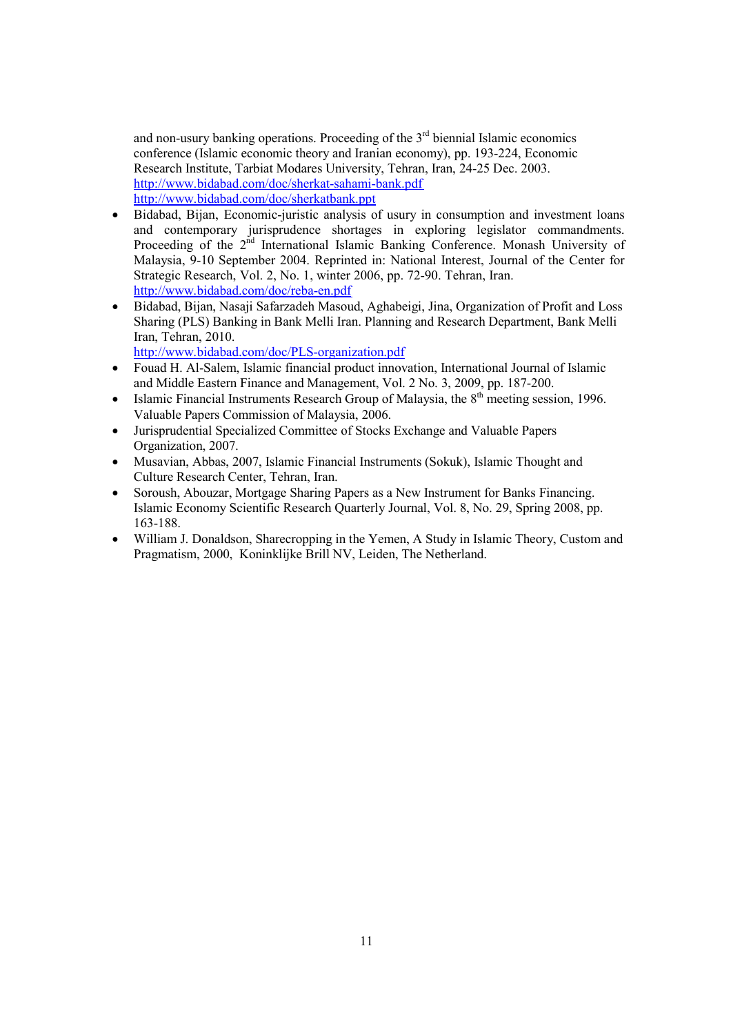and non-usury banking operations. Proceeding of the 3rd biennial Islamic economics conference (Islamic economic theory and Iranian economy), pp. 193-224, Economic Research Institute, Tarbiat Modares University, Tehran, Iran, 24-25 Dec. 2003. http://www.bidabad.com/doc/sherkat-sahami-bank.pdf http://www.bidabad.com/doc/sherkatbank.ppt

- Bidabad, Bijan, Economic-juristic analysis of usury in consumption and investment loans and contemporary jurisprudence shortages in exploring legislator commandments. Proceeding of the 2nd International Islamic Banking Conference. Monash University of Malaysia, 9-10 September 2004. Reprinted in: National Interest, Journal of the Center for Strategic Research, Vol. 2, No. 1, winter 2006, pp. 72-90. Tehran, Iran. http://www.bidabad.com/doc/reba-en.pdf
- Bidabad, Bijan, Nasaji Safarzadeh Masoud, Aghabeigi, Jina, Organization of Profit and Loss Sharing (PLS) Banking in Bank Melli Iran. Planning and Research Department, Bank Melli Iran, Tehran, 2010. http://www.bidabad.com/doc/PLS-organization.pdf
- Fouad H. Al-Salem, Islamic financial product innovation, International Journal of Islamic and Middle Eastern Finance and Management, Vol. 2 No. 3, 2009, pp. 187-200.
- Islamic Financial Instruments Research Group of Malaysia, the 8th meeting session, 1996. Valuable Papers Commission of Malaysia, 2006.
- Jurisprudential Specialized Committee of Stocks Exchange and Valuable Papers Organization, 2007.
- Musavian, Abbas, 2007, Islamic Financial Instruments (Sokuk), Islamic Thought and Culture Research Center, Tehran, Iran.
- Soroush, Abouzar, Mortgage Sharing Papers as a New Instrument for Banks Financing. Islamic Economy Scientific Research Quarterly Journal, Vol. 8, No. 29, Spring 2008, pp. 163-188.
- William J. Donaldson, Sharecropping in the Yemen, A Study in Islamic Theory, Custom and Pragmatism, 2000, Koninklijke Brill NV, Leiden, The Netherland.